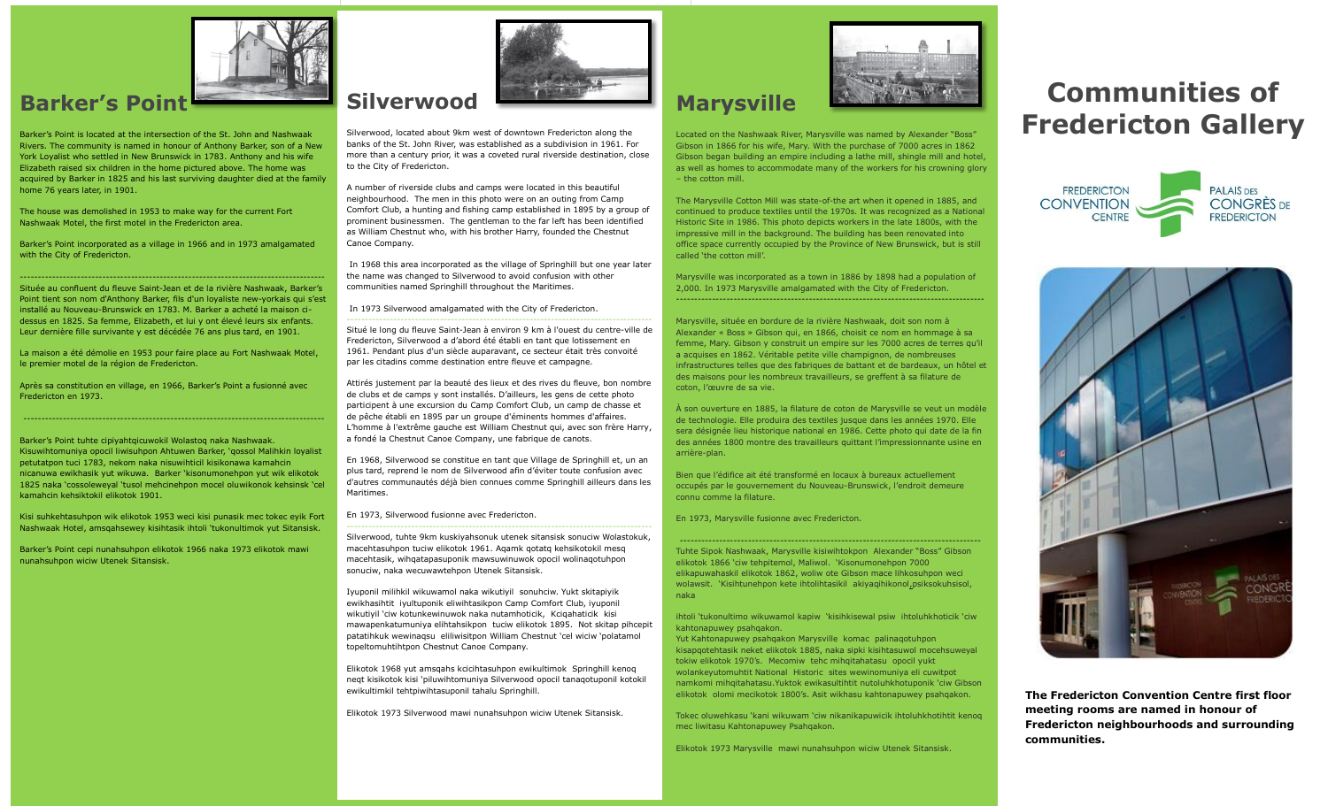## Barker's Point

Barker's Point is located at the intersection of the St. John and Nashwaak Rivers. The community is named in honour of Anthony Barker, son of a New York Loyalist who settled in New Brunswick in 1783. Anthony and his wife Elizabeth raised six children in the home pictured above. The home was acquired by Barker in 1825 and his last surviving daughter died at the family home 76 years later, in 1901.

The house was demolished in 1953 to make way for the current Fort Nashwaak Motel, the first motel in the Fredericton area.

Barker's Point incorporated as a village in 1966 and in 1973 amalgamated with the City of Fredericton.

---

Située au confluent du fleuve Saint-Jean et de la rivière Nashwaak, Barker's Point tient son nom d'Anthony Barker, fils d'un loyaliste new-yorkais qui s'est installé au Nouveau-Brunswick en 1783. M. Barker a acheté la maison ci-dessus en 1825. Sa femme, Elizabeth, et lui y ont élevé leurs six enfants. Leur dernière fille survivante y est décédée 76 ans plus tard, en 1901.

La maison a été démolie en 1953 pour faire place au Fort Nashwaak Motel, le premier motel de la région de Fredericton.

Après sa constitution en village, en 1966, Barker's Point a fusionné avec Fredericton en 1973.

---

Barker's Point tuhte cipiyahtqicuwokil Wolastoq naka Nashwaak. Kisuwihtomuniya opocil liwisuhpon Ahtuwen Barker, 'qossol Malihkin loyalist petutatpon tuci 1783, nekom naka nisuwihticil kisikonawa kamahcin nicanuwa ewikhasik yut wikuwa. Barker 'kisonumonehpon yut wik elikotok 1825 naka 'cossoleweyal 'tusol mehcinehpon mocel oluwikonok kehsinsk 'cel kamahcin kehsiktokil elikotok 1901.

Kisi suhkehtasuhpon wik elikotok 1953 weci kisi punasik mec tokec eyik Fort Nashwaak Hotel, amsqahsewey kisihtasik ihtoli 'tukonultimok yut Sitansisk.

Barker's Point cepi nunahsuhpon elikotok 1966 naka 1973 elikotok mawi nunahsuhpon wiciw Utenek Sitansisk.

## Silverwood

Silverwood, located about 9km west of downtown Fredericton along the banks of the St. John River, was established as a subdivision in 1961. For more than a century prior, it was a coveted rural riverside destination, close to the City of Fredericton.

A number of riverside clubs and camps were located in this beautiful neighbourhood. The men in this photo were on an outing from Camp Comfort Club, a hunting and fishing camp established in 1895 by a group of prominent businessmen. The gentleman to the far left has been identified as William Chestnut who, with his brother Harry, founded the Chestnut Canoe Company.

In 1968 this area incorporated as the village of Springhill but one year later the name was changed to Silverwood to avoid confusion with other communities named Springhill throughout the Maritimes.

In 1973 Silverwood amalgamated with the City of Fredericton.

---

Situé le long du fleuve Saint-Jean à environ 9 km à l'ouest du centre-ville de Fredericton, Silverwood a d'abord été établi en tant que lotissement en 1961. Pendant plus d'un siècle auparavant, ce secteur était très convoité par les citadins comme destination entre fleuve et campagne.

Attirés justement par la beauté des lieux et des rives du fleuve, bon nombre de clubs et de camps y sont installés. D'ailleurs, les gens de cette photo participent à une excursion du Camp Comfort Club, un camp de chasse et de pêche établi en 1895 par un groupe d'éminents hommes d'affaires. L'homme à l'extrême gauche est William Chestnut qui, avec son frère Harry, a fondé la Chestnut Canoe Company, une fabrique de canots.

En 1968, Silverwood se constitue en tant que Village de Springhill, et, un an plus tard, reprend le nom de Silverwood afin d'éviter toute confusion avec d'autres communautés déjà bien connues comme Springhill ailleurs dans les Maritimes.

En 1973, Silverwood fusionne avec Fredericton.

---

Silverwood, tuhte 9km kuskiyahsonuk utenek sitansisk sonuciw Wolastokuk, macehtasuhpon tuciw elikotok 1961. Aqamk qotatq kehsikotokil mesq macehtasik, wihqatapasuponik mawsuwinuwok opocil wolinaqotuhpon sonuciw, naka wecuwawtehpon Utenek Sitansisk.

Iyuponil milihkil wikuwamol naka wikutiyil sonuhciw. Yukt skitapiyik ewikhasihtit iyultuponik eliwihtasikpon Camp Comfort Club, iyuponil wikutiyil 'ciw kotunkewinuwok naka nutamhoticik, Kciqahaticik kisi mawapenkatumuniya elihtahsikpon tuciw elikotok 1895. Not skitap pihcepit patatihkuk wewinaqsu eliliwisitpon William Chestnut 'cel wiciw 'polatamol topeltomuhtihtpon Chestnut Canoe Company.

Elikotok 1968 yut amsqahs kcicihtasuhpon ewikultimok Springhill kenoq neqt kisikotok kisi 'piluwihtomuniya Silverwood opocil tanaqotuponil kotokil ewikultimkil tehtpiwihtasuponil tahalu Springhill.

Elikotok 1973 Silverwood mawi nunahsuhpon wiciw Utenek Sitansisk.

## Marysville

Located on the Nashwaak River, Marysville was named by Alexander "Boss" Gibson in 1866 for his wife, Mary. With the purchase of 7000 acres in 1862 Gibson began building an empire including a lathe mill, shingle mill and hotel, as well as homes to accommodate many of the workers for his crowning glory – the cotton mill.

The Marysville Cotton Mill was state-of-the art when it opened in 1885, and continued to produce textiles until the 1970s. It was recognized as a National Historic Site in 1986. This photo depicts workers in the late 1800s, with the impressive mill in the background. The building has been renovated into office space currently occupied by the Province of New Brunswick, but is still called 'the cotton mill'.

Marysville was incorporated as a town in 1886 by 1898 had a population of 2,000. In 1973 Marysville amalgamated with the City of Fredericton.

---

Marysville, située en bordure de la rivière Nashwaak, doit son nom à Alexander « Boss » Gibson qui, en 1866, choisit ce nom en hommage à sa femme, Mary. Gibson y construit un empire sur les 7000 acres de terres qu'il a acquises en 1862. Véritable petite ville champignon, de nombreuses infrastructures telles que des fabriques de battant et de bardeaux, un hôtel et des maisons pour les nombreux travailleurs, se greffent à sa filature de coton, l'œuvre de sa vie.

À son ouverture en 1885, la filature de coton de Marysville se veut un modèle de technologie. Elle produira des textiles jusque dans les années 1970. Elle sera désignée lieu historique national en 1986. Cette photo qui date de la fin des années 1800 montre des travailleurs quittant l'impressionnante usine en arrière-plan.

Bien que l'édifice ait été transformé en locaux à bureaux actuellement occupés par le gouvernement du Nouveau-Brunswick, l'endroit demeure connu comme la filature.

En 1973, Marysville fusionne avec Fredericton.

---

Tuhte Sipok Nashwaak, Marysville kisiwihtokpon Alexander "Boss" Gibson elikotok 1866 'ciw tehpitemol, Maliwol. 'Kisonumonehpon 7000 elikapuwahaskil elikotok 1862, woliw ote Gibson mace lihkosuhpon weci wolawsit. 'Kisihtunehpon kete ihtolihtasikil akiyaqihikonol psiksokuhsisol, naka

ihtoli 'tukonultimo wikuwamol kapiw 'kisihkisewal psiw ihtoluhkhoticik 'ciw kahtonapuwey psahqakon.

Yut Kahtonapuwey psahqakon Marysville komac palinaqotuhpon kisapqotehtasik neket elikotok 1885, naka sipki kisihtasuwol mocehsuweyal tokiw elikotok 1970's. Mecomiw tehc mihqitahatasu opocil yukt wolankeyutomuhtit National Historic sites wewinomuniya eli cuwitpot namkomi mihqitahatasu.Yuktok ewikasultihtit nutoluhkhotuponik 'ciw Gibson elikotok olomi mecikotok 1800's. Asit wikhasu kahtonapuwey psahqakon.

Tokec oluwehkasu 'kani wikuwam 'ciw nikanikapuwicik ihtoluhkhotihtit kenoq mec liwitasu Kahtonapuwey Psahqakon.

Elikotok 1973 Marysville mawi nunahsuhpon wiciw Utenek Sitansisk.

# Communities of Fredericton Gallery

FREDERICTON CONVENTION CENTRE
PALAIS DES CONGRÈS DE FREDERICTON

**The Fredericton Convention Centre first floor meeting rooms are named in honour of Fredericton neighbourhoods and surrounding communities.**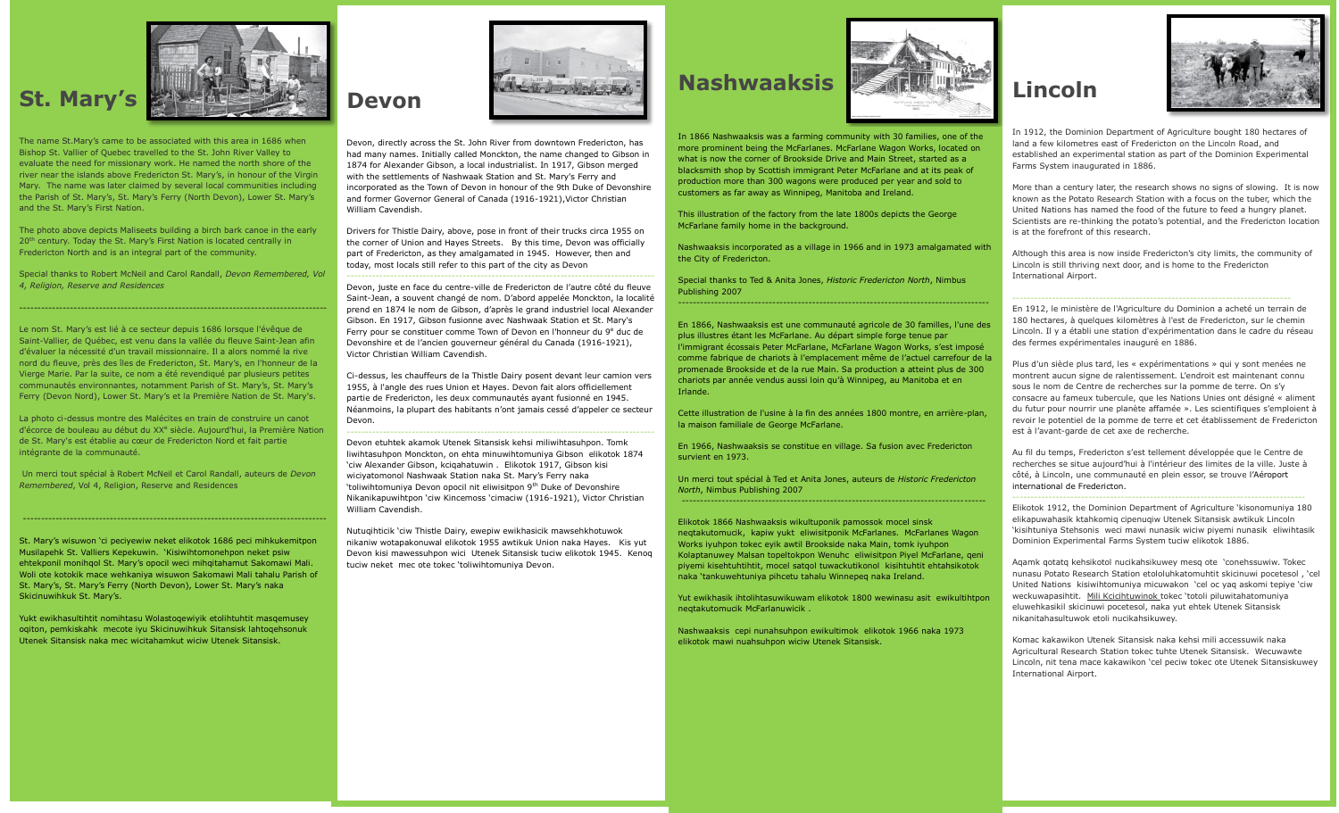## St. Mary's

The name St.Mary's came to be associated with this area in 1686 when Bishop St. Vallier of Quebec travelled to the St. John River Valley to evaluate the need for missionary work. He named the north shore of the river near the islands above Fredericton St. Mary's, in honour of the Virgin Mary. The name was later claimed by several local communities including the Parish of St. Mary's, St. Mary's Ferry (North Devon), Lower St. Mary's and the St. Mary's First Nation.

The photo above depicts Maliseets building a birch bark canoe in the early 20th century. Today the St. Mary's First Nation is located centrally in Fredericton North and is an integral part of the community.

Special thanks to Robert McNeil and Carol Randall, *Devon Remembered, Vol 4, Religion, Reserve and Residences*

---

Le nom St. Mary's est lié à ce secteur depuis 1686 lorsque l'évêque de Saint-Vallier, de Québec, est venu dans la vallée du fleuve Saint-Jean afin d'évaluer la nécessité d'un travail missionnaire. Il a alors nommé la rive nord du fleuve, près des îles de Fredericton, St. Mary's, en l'honneur de la Vierge Marie. Par la suite, ce nom a été revendiqué par plusieurs petites communautés environnantes, notamment Parish of St. Mary's, St. Mary's Ferry (Devon Nord), Lower St. Mary's et la Première Nation de St. Mary's.

La photo ci-dessus montre des Malécites en train de construire un canot d'écorce de bouleau au début du XXe siècle. Aujourd'hui, la Première Nation de St. Mary's est établie au cœur de Fredericton Nord et fait partie intégrante de la communauté.

Un merci tout spécial à Robert McNeil et Carol Randall, auteurs de *Devon Remembered*, Vol 4, Religion, Reserve and Residences

---

St. Mary's wisuwon 'ci peciyewiw neket elikotok 1686 peci mihkukemitpon Musilapehk St. Valliers Kepekuwin. 'Kisiwihtomonehpon neket psiw ehtekponil monihqol St. Mary's opocil weci mihqitahamut Sakomawi Mali. Woli ote kotokik mace wehkaniya wisuwon Sakomawi Mali tahalu Parish of St. Mary's, St. Mary's Ferry (North Devon), Lower St. Mary's naka Skicinuwihkuk St. Mary's.

Yukt ewikhasultihtit nomihtasu Wolastoqewiyik etolihtuhtit masqemusey oqiton, pemkiskahk mecote iyu Skicinuwihkuk Sitansisk lahtoqehsonuk Utenek Sitansisk naka mec wicitahamkut wiciw Utenek Sitansisk.

## Devon

Devon, directly across the St. John River from downtown Fredericton, has had many names. Initially called Monckton, the name changed to Gibson in 1874 for Alexander Gibson, a local industrialist. In 1917, Gibson merged with the settlements of Nashwaak Station and St. Mary's Ferry and incorporated as the Town of Devon in honour of the 9th Duke of Devonshire and former Governor General of Canada (1916-1921),Victor Christian William Cavendish.

Drivers for Thistle Dairy, above, pose in front of their trucks circa 1955 on the corner of Union and Hayes Streets. By this time, Devon was officially part of Fredericton, as they amalgamated in 1945. However, then and today, most locals still refer to this part of the city as Devon

---

Devon, juste en face du centre-ville de Fredericton de l'autre côté du fleuve Saint-Jean, a souvent changé de nom. D'abord appelée Monckton, la localité prend en 1874 le nom de Gibson, d'après le grand industriel local Alexander Gibson. En 1917, Gibson fusionne avec Nashwaak Station et St. Mary's Ferry pour se constituer comme Town of Devon en l'honneur du 9e duc de Devonshire et de l'ancien gouverneur général du Canada (1916-1921), Victor Christian William Cavendish.

Ci-dessus, les chauffeurs de la Thistle Dairy posent devant leur camion vers 1955, à l'angle des rues Union et Hayes. Devon fait alors officiellement partie de Fredericton, les deux communautés ayant fusionné en 1945. Néanmoins, la plupart des habitants n'ont jamais cessé d'appeler ce secteur Devon.

---

Devon etuhtek akamok Utenek Sitansisk kehsi miliwihtasuhpon. Tomk liwihtasuhpon Monckton, on ehta minuwihtomuniya Gibson elikotok 1874 'ciw Alexander Gibson, kciqahatuwin . Elikotok 1917, Gibson kisi wiciyatomonol Nashwaak Station naka St. Mary's Ferry naka 'toliwihtomuniya Devon opocil nit eliwisitpon 9th Duke of Devonshire Nikanikapuwihtpon 'ciw Kincemoss 'cimaciw (1916-1921), Victor Christian William Cavendish.

Nutuqhticik 'ciw Thistle Dairy, ewepiw ewikhasicik mawsehkhotuwok nikaniw wotapakonuwal elikotok 1955 awtikuk Union naka Hayes. Kis yut Devon kisi mawessuhpon wici Utenek Sitansisk tuciw elikotok 1945. Kenoq tuciw neket mec ote tokec 'toliwihtomuniya Devon.

## Nashwaaksis

In 1866 Nashwaaksis was a farming community with 30 families, one of the more prominent being the McFarlanes. McFarlane Wagon Works, located on what is now the corner of Brookside Drive and Main Street, started as a blacksmith shop by Scottish immigrant Peter McFarlane and at its peak of production more than 300 wagons were produced per year and sold to customers as far away as Winnipeg, Manitoba and Ireland.

This illustration of the factory from the late 1800s depicts the George McFarlane family home in the background.

Nashwaaksis incorporated as a village in 1966 and in 1973 amalgamated with the City of Fredericton.

Special thanks to Ted & Anita Jones, *Historic Fredericton North*, Nimbus Publishing 2007

---

En 1866, Nashwaaksis est une communauté agricole de 30 familles, l'une des plus illustres étant les McFarlane. Au départ simple forge tenue par l'immigrant écossais Peter McFarlane, McFarlane Wagon Works, s'est imposé comme fabrique de chariots à l'emplacement même de l'actuel carrefour de la promenade Brookside et de la rue Main. Sa production a atteint plus de 300 chariots par année vendus aussi loin qu'à Winnipeg, au Manitoba et en Irlande.

Cette illustration de l'usine à la fin des années 1800 montre, en arrière-plan, la maison familiale de George McFarlane.

En 1966, Nashwaaksis se constitue en village. Sa fusion avec Fredericton survient en 1973.

Un merci tout spécial à Ted et Anita Jones, auteurs de *Historic Fredericton North*, Nimbus Publishing 2007

---

Elikotok 1866 Nashwaaksis wikultuponik pamossok mocel sinsk neqtakutomucik, kapiw yukt eliwisitponik McFarlanes. McFarlanes Wagon Works iyuhpon tokec eyik awtil Brookside naka Main, tomk iyuhpon Kolaptanuwey Malsan topeltokpon Wenuhc eliwisitpon Piyel McFarlane, qeni piyemi kisehtuhtihtit, mocel satqol tuwackutikonol kisihtuhtit ehtahsikotok naka 'tankuwehtuniya pihcetu tahalu Winnepeq naka Ireland.

Yut ewikhasik ihtolihtasuwikuwam elikotok 1800 wewinasu asit ewikultihtpon neqtakutomucik McFarlanuwicik .

Nashwaaksis cepi nunahsuhpon ewikultimok elikotok 1966 naka 1973 elikotok mawi nuahsuhpon wiciw Utenek Sitansisk.

## Lincoln

In 1912, the Dominion Department of Agriculture bought 180 hectares of land a few kilometres east of Fredericton on the Lincoln Road, and established an experimental station as part of the Dominion Experimental Farms System inaugurated in 1886.

More than a century later, the research shows no signs of slowing. It is now known as the Potato Research Station with a focus on the tuber, which the United Nations has named the food of the future to feed a hungry planet. Scientists are re-thinking the potato's potential, and the Fredericton location is at the forefront of this research.

Although this area is now inside Fredericton's city limits, the community of Lincoln is still thriving next door, and is home to the Fredericton International Airport.

---

En 1912, le ministère de l'Agriculture du Dominion a acheté un terrain de 180 hectares, à quelques kilomètres à l'est de Fredericton, sur le chemin Lincoln. Il y a établi une station d'expérimentation dans le cadre du réseau des fermes expérimentales inauguré en 1886.

Plus d'un siècle plus tard, les « expérimentations » qui y sont menées ne montrent aucun signe de ralentissement. L'endroit est maintenant connu sous le nom de Centre de recherches sur la pomme de terre. On s'y consacre au fameux tubercule, que les Nations Unies ont désigné « aliment du futur pour nourrir une planète affamée ». Les scientifiques s'emploient à revoir le potentiel de la pomme de terre et cet établissement de Fredericton est à l'avant-garde de cet axe de recherche.

Au fil du temps, Fredericton s'est tellement développée que le Centre de recherches se situe aujourd'hui à l'intérieur des limites de la ville. Juste à côté, à Lincoln, une communauté en plein essor, se trouve l'Aéroport international de Fredericton.

---

Elikotok 1912, the Dominion Department of Agriculture 'kisonomuniya 180 elikapuwahasik ktahkomiq cipenuqiw Utenek Sitansisk awtikuk Lincoln 'kisihtuniya Stehsonis weci mawi nunasik wiciw piyemi nunasik eliwihtasik Dominion Experimental Farms System tuciw elikotok 1886.

Aqamk qotatq kehsikotol nucikahsikuwey mesq ote 'conehssuwiw. Tokec nunasu Potato Research Station etololuhkatomuhtit skicinuwi pocetesol , 'cel United Nations kisiwihtomuniya micuwakon 'cel oc yaq askomi tepiye 'ciw weckuwapasihtit. Mili Kcicihtuwinok tokec 'totoli piluwitahatomuniya eluwehkasikil skicinuwi pocetesol, naka yut ehtek Utenek Sitansisk nikanitahasultuwok etoli nucikahsikuwey.

Komac kakawikon Utenek Sitansisk naka kehsi mili accessuwik naka Agricultural Research Station tokec tuhte Utenek Sitansisk. Wecuwawte Lincoln, nit tena mace kakawikon 'cel peciw tokec ote Utenek Sitansiskuwey International Airport.